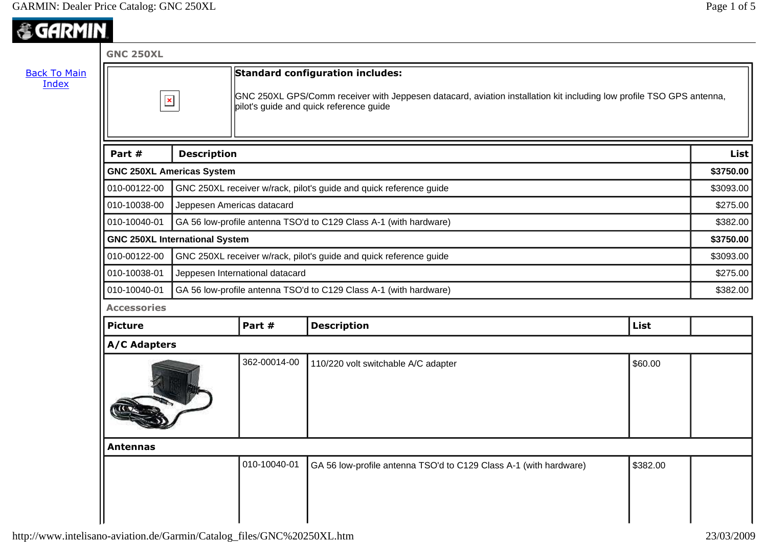Back To Main Index

## GNC 250XL

**Standard configuration includes:**

GNC 250XL GPS/Comm receiver with Jeppesen datacard, aviation installation kit including low profile TSO GPS antenna, pilot's guide and quick reference guide

| Part # | Description | List |
|---|---|---|
| **GNC 250XL Americas System** | | **$3750.00** |
| 010-00122-00 | GNC 250XL receiver w/rack, pilot's guide and quick reference guide | $3093.00 |
| 010-10038-00 | Jeppesen Americas datacard | $275.00 |
| 010-10040-01 | GA 56 low-profile antenna TSO'd to C129 Class A-1 (with hardware) | $382.00 |
| **GNC 250XL International System** | | **$3750.00** |
| 010-00122-00 | GNC 250XL receiver w/rack, pilot's guide and quick reference guide | $3093.00 |
| 010-10038-01 | Jeppesen International datacard | $275.00 |
| 010-10040-01 | GA 56 low-profile antenna TSO'd to C129 Class A-1 (with hardware) | $382.00 |

### Accessories

| Picture | Part # | Description | List | |
|---|---|---|---|---|
| **A/C Adapters** | | | | |
| | 362-00014-00 | 110/220 volt switchable A/C adapter | $60.00 | |
| **Antennas** | | | | |
| | 010-10040-01 | GA 56 low-profile antenna TSO'd to C129 Class A-1 (with hardware) | $382.00 | |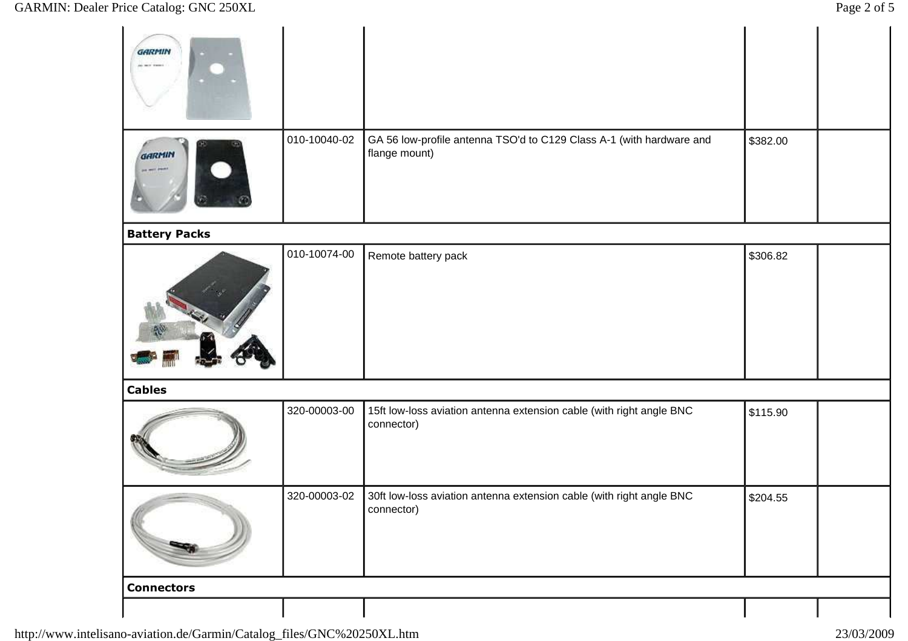| | | | | |
|---|---|---|---|---|
| | | | | |
| | 010-10040-02 | GA 56 low-profile antenna TSO'd to C129 Class A-1 (with hardware and flange mount) | $382.00 | |
| **Battery Packs** | | | | |
| | 010-10074-00 | Remote battery pack | $306.82 | |
| **Cables** | | | | |
| | 320-00003-00 | 15ft low-loss aviation antenna extension cable (with right angle BNC connector) | $115.90 | |
| | 320-00003-02 | 30ft low-loss aviation antenna extension cable (with right angle BNC connector) | $204.55 | |
| **Connectors** | | | | |
| | | | | |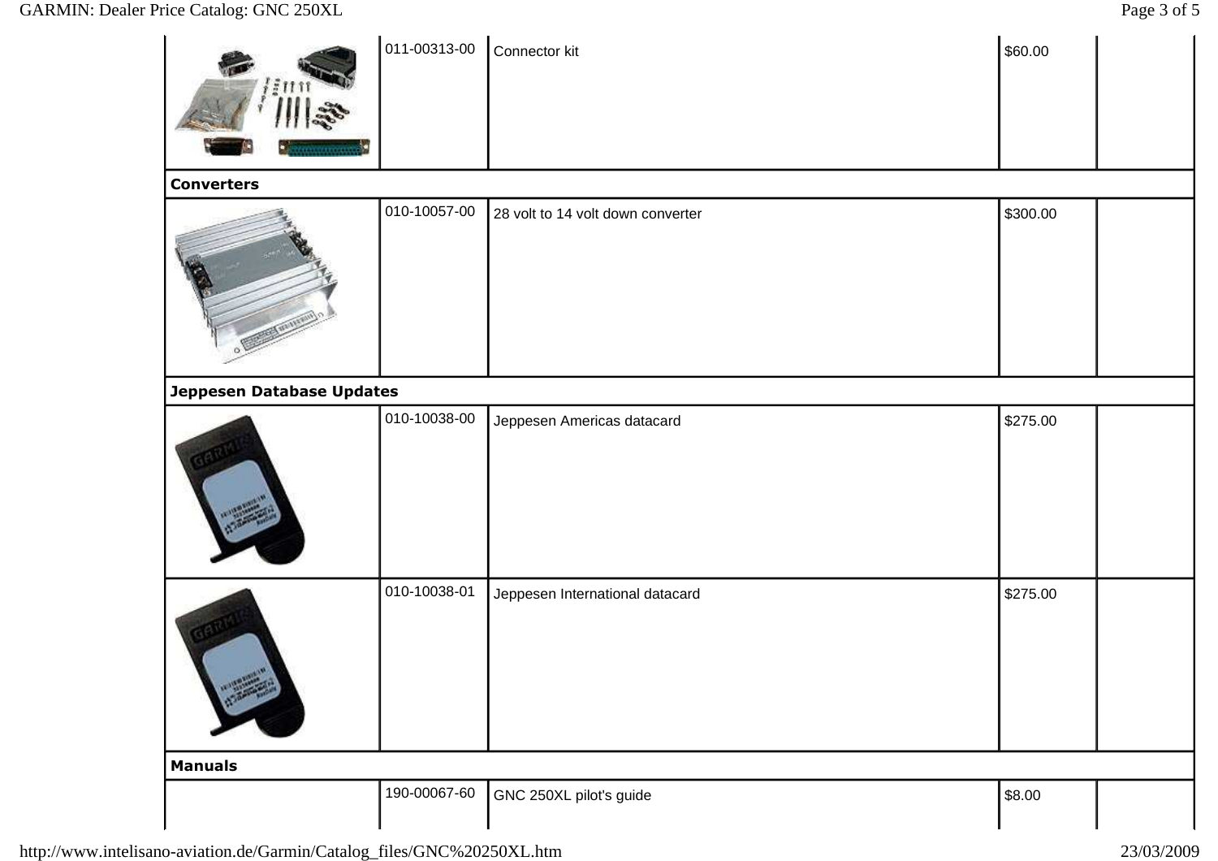| | | | | |
|---|---|---|---|---|
| | 011-00313-00 | Connector kit | $60.00 | |
| **Converters** | | | | |
| | 010-10057-00 | 28 volt to 14 volt down converter | $300.00 | |
| **Jeppesen Database Updates** | | | | |
| | 010-10038-00 | Jeppesen Americas datacard | $275.00 | |
| | 010-10038-01 | Jeppesen International datacard | $275.00 | |
| **Manuals** | | | | |
| | 190-00067-60 | GNC 250XL pilot's guide | $8.00 | |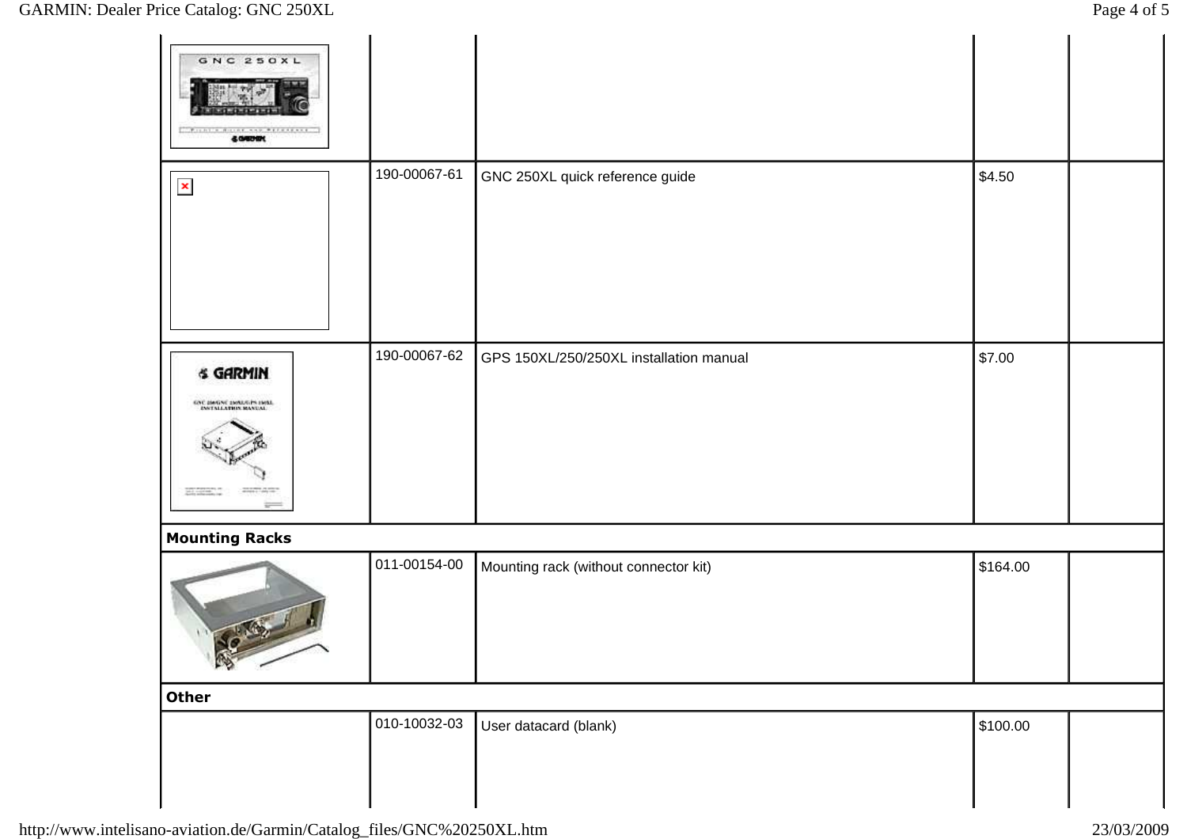| | | | | |
|---|---|---|---|---|
| | | | | |
| | 190-00067-61 | GNC 250XL quick reference guide | $4.50 | |
| | 190-00067-62 | GPS 150XL/250/250XL installation manual | $7.00 | |
| **Mounting Racks** | | | | |
| | 011-00154-00 | Mounting rack (without connector kit) | $164.00 | |
| **Other** | | | | |
| | 010-10032-03 | User datacard (blank) | $100.00 | |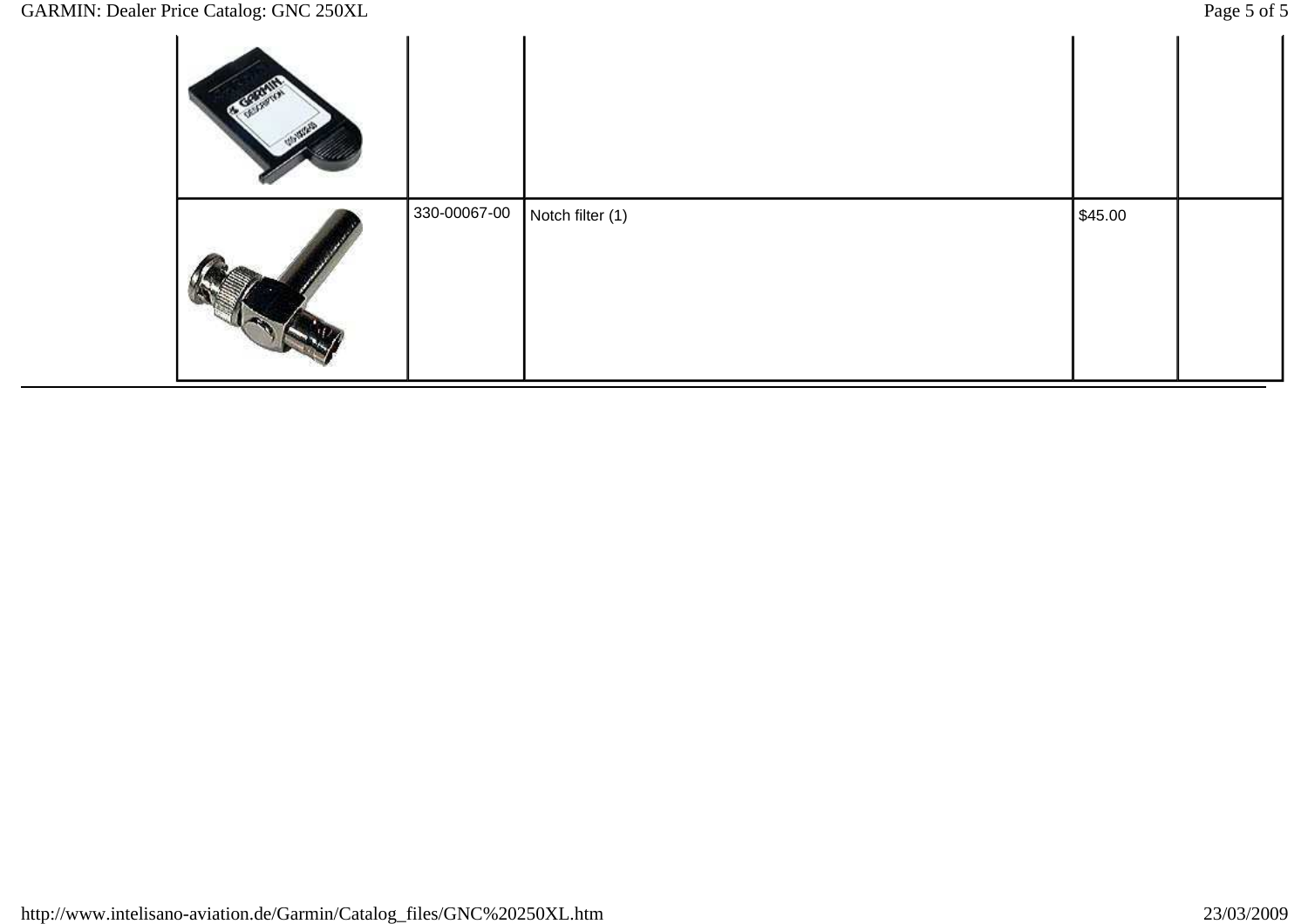| | | | | |
|---|---|---|---|---|
| | | | | |
| | 330-00067-00 | Notch filter (1) | $45.00 | |